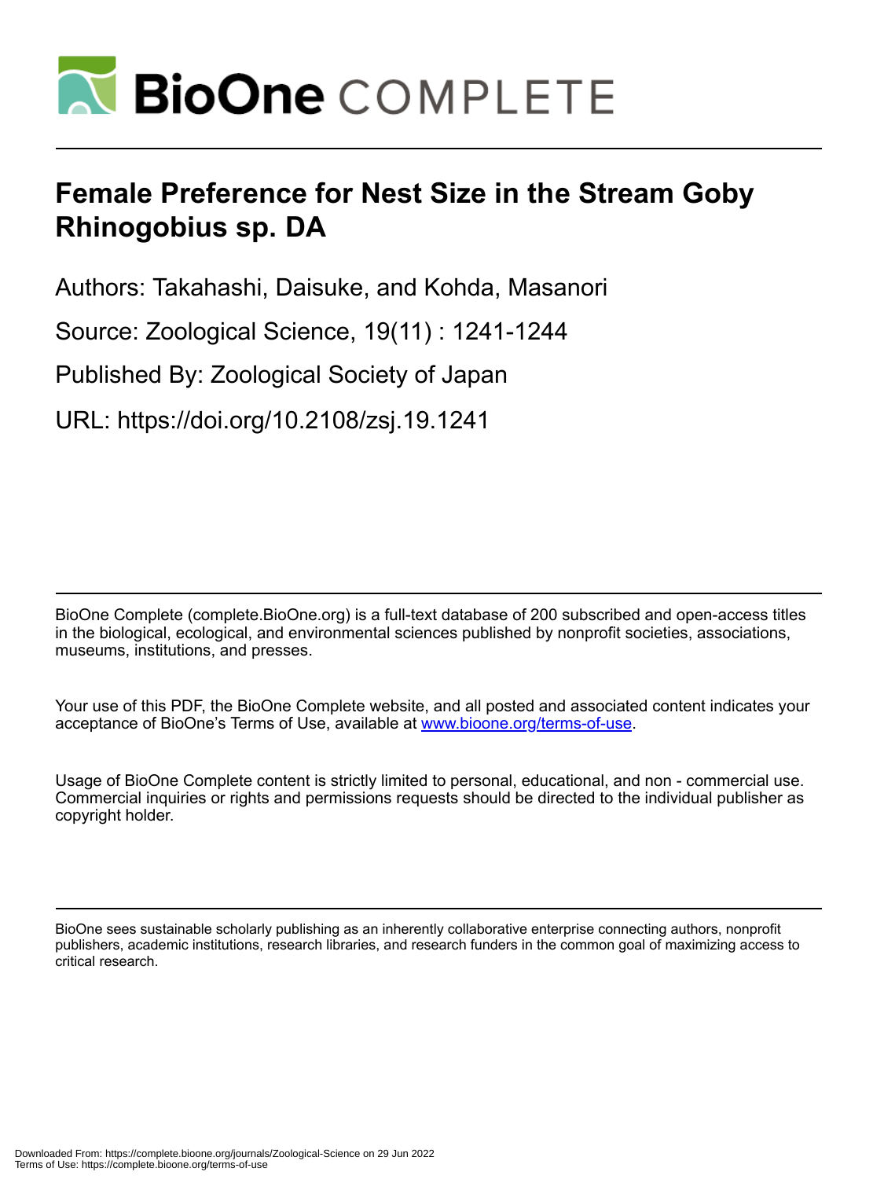# Female Preference for Nest Size in the Stream Goby Rhinogobius sp. DA

Authors: Takahashi, Daisuke, and Kohda, Masanori

Source: Zoological Science, 19(11) : 1241-1244

Published By: Zoological Society of Japan

URL: https://doi.org/10.2108/zsj.19.1241

BioOne Complete (complete.BioOne.org) is a full-text database of 200 subscribed and open-access titles in the biological, ecological, and environmental sciences published by nonprofit societies, associations, museums, institutions, and presses.

Your use of this PDF, the BioOne Complete website, and all posted and associated content indicates your acceptance of BioOne's Terms of Use, available at www.bioone.org/terms-of-use.

Usage of BioOne Complete content is strictly limited to personal, educational, and non - commercial use. Commercial inquiries or rights and permissions requests should be directed to the individual publisher as copyright holder.

BioOne sees sustainable scholarly publishing as an inherently collaborative enterprise connecting authors, nonprofit publishers, academic institutions, research libraries, and research funders in the common goal of maximizing access to critical research.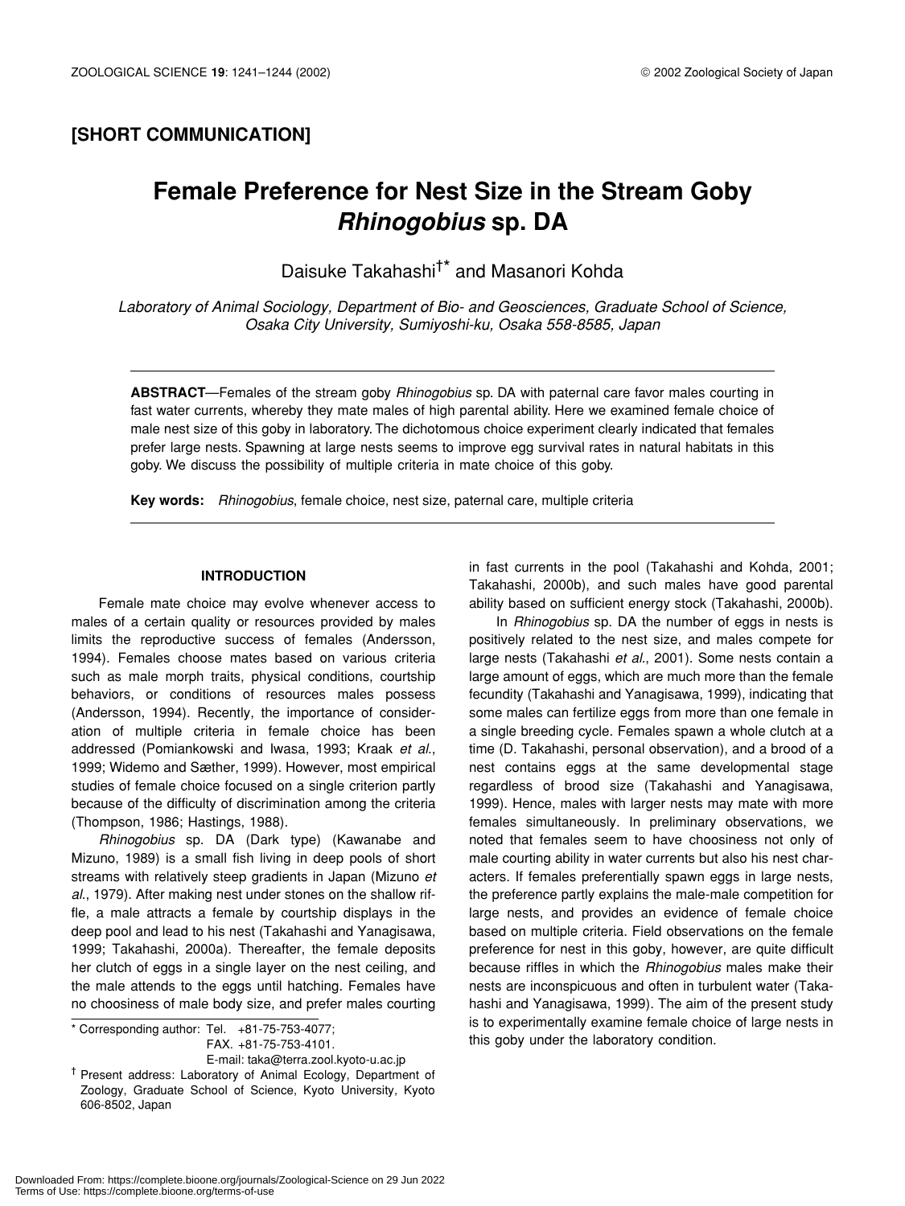## [SHORT COMMUNICATION]

# Female Preference for Nest Size in the Stream Goby *Rhinogobius* sp. DA

Daisuke Takahashi[†*] and Masanori Kohda

*Laboratory of Animal Sociology, Department of Bio- and Geosciences, Graduate School of Science, Osaka City University, Sumiyoshi-ku, Osaka 558-8585, Japan*

**ABSTRACT**—Females of the stream goby *Rhinogobius* sp. DA with paternal care favor males courting in fast water currents, whereby they mate males of high parental ability. Here we examined female choice of male nest size of this goby in laboratory. The dichotomous choice experiment clearly indicated that females prefer large nests. Spawning at large nests seems to improve egg survival rates in natural habitats in this goby. We discuss the possibility of multiple criteria in mate choice of this goby.

**Key words:** *Rhinogobius*, female choice, nest size, paternal care, multiple criteria

### INTRODUCTION

Female mate choice may evolve whenever access to males of a certain quality or resources provided by males limits the reproductive success of females (Andersson, 1994). Females choose mates based on various criteria such as male morph traits, physical conditions, courtship behaviors, or conditions of resources males possess (Andersson, 1994). Recently, the importance of consideration of multiple criteria in female choice has been addressed (Pomiankowski and Iwasa, 1993; Kraak *et al*., 1999; Widemo and Sæther, 1999). However, most empirical studies of female choice focused on a single criterion partly because of the difficulty of discrimination among the criteria (Thompson, 1986; Hastings, 1988).

*Rhinogobius* sp. DA (Dark type) (Kawanabe and Mizuno, 1989) is a small fish living in deep pools of short streams with relatively steep gradients in Japan (Mizuno *et al*., 1979). After making nest under stones on the shallow riffle, a male attracts a female by courtship displays in the deep pool and lead to his nest (Takahashi and Yanagisawa, 1999; Takahashi, 2000a). Thereafter, the female deposits her clutch of eggs in a single layer on the nest ceiling, and the male attends to the eggs until hatching. Females have no choosiness of male body size, and prefer males courting in fast currents in the pool (Takahashi and Kohda, 2001; Takahashi, 2000b), and such males have good parental ability based on sufficient energy stock (Takahashi, 2000b).

In *Rhinogobius* sp. DA the number of eggs in nests is positively related to the nest size, and males compete for large nests (Takahashi *et al*., 2001). Some nests contain a large amount of eggs, which are much more than the female fecundity (Takahashi and Yanagisawa, 1999), indicating that some males can fertilize eggs from more than one female in a single breeding cycle. Females spawn a whole clutch at a time (D. Takahashi, personal observation), and a brood of a nest contains eggs at the same developmental stage regardless of brood size (Takahashi and Yanagisawa, 1999). Hence, males with larger nests may mate with more females simultaneously. In preliminary observations, we noted that females seem to have choosiness not only of male courting ability in water currents but also his nest characters. If females preferentially spawn eggs in large nests, the preference partly explains the male-male competition for large nests, and provides an evidence of female choice based on multiple criteria. Field observations on the female preference for nest in this goby, however, are quite difficult because riffles in which the *Rhinogobius* males make their nests are inconspicuous and often in turbulent water (Takahashi and Yanagisawa, 1999). The aim of the present study is to experimentally examine female choice of large nests in this goby under the laboratory condition.

\* Corresponding author: Tel. +81-75-753-4077;
FAX. +81-75-753-4101.
E-mail: taka@terra.zool.kyoto-u.ac.jp

† Present address: Laboratory of Animal Ecology, Department of Zoology, Graduate School of Science, Kyoto University, Kyoto 606-8502, Japan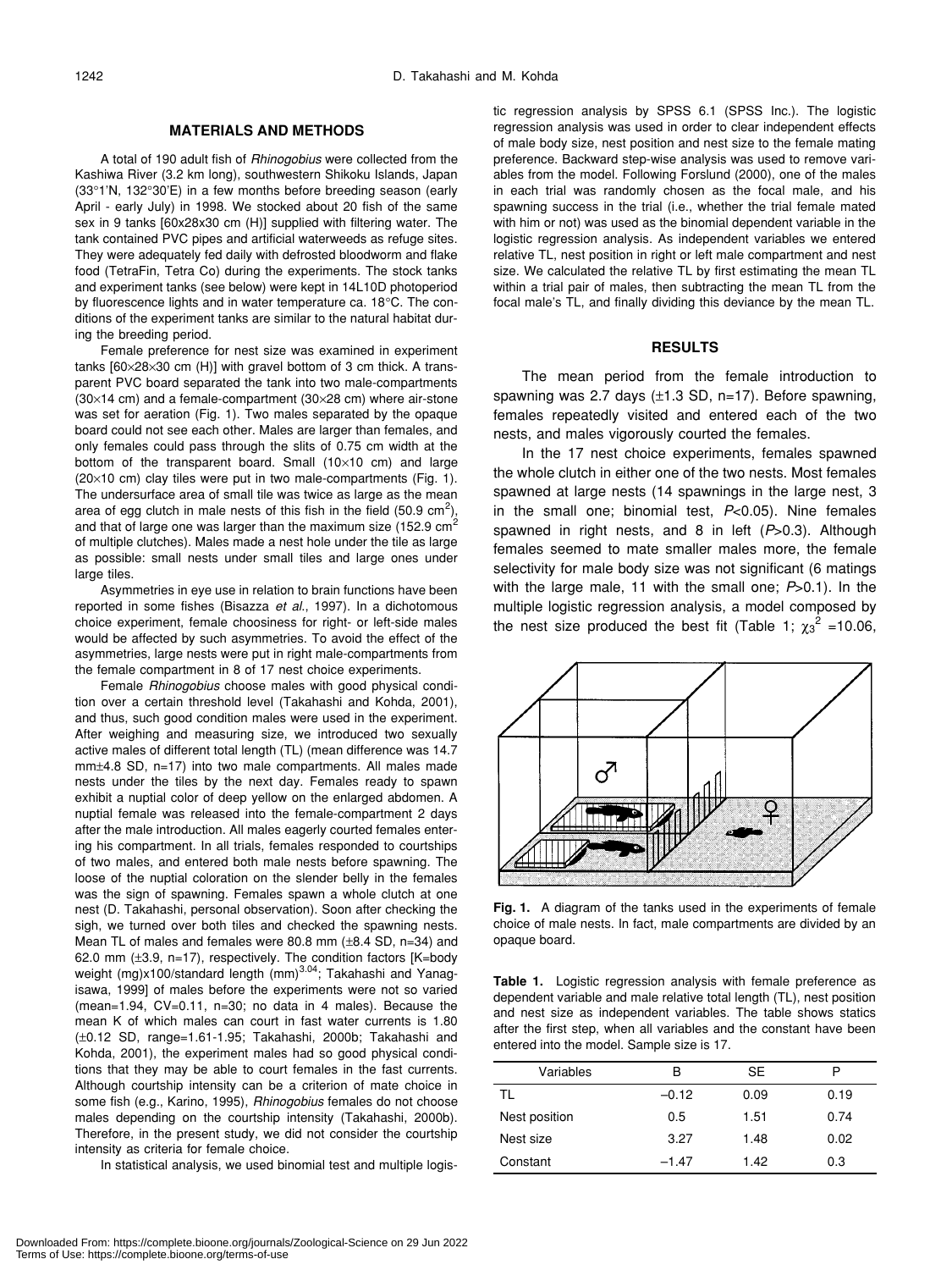## MATERIALS AND METHODS

A total of 190 adult fish of *Rhinogobius* were collected from the Kashiwa River (3.2 km long), southwestern Shikoku Islands, Japan (33°1'N, 132°30'E) in a few months before breeding season (early April - early July) in 1998. We stocked about 20 fish of the same sex in 9 tanks [60x28x30 cm (H)] supplied with filtering water. The tank contained PVC pipes and artificial waterweeds as refuge sites. They were adequately fed daily with defrosted bloodworm and flake food (TetraFin, Tetra Co) during the experiments. The stock tanks and experiment tanks (see below) were kept in 14L10D photoperiod by fluorescence lights and in water temperature ca. 18°C. The conditions of the experiment tanks are similar to the natural habitat during the breeding period.

Female preference for nest size was examined in experiment tanks [60×28×30 cm (H)] with gravel bottom of 3 cm thick. A transparent PVC board separated the tank into two male-compartments (30×14 cm) and a female-compartment (30×28 cm) where air-stone was set for aeration (Fig. 1). Two males separated by the opaque board could not see each other. Males are larger than females, and only females could pass through the slits of 0.75 cm width at the bottom of the transparent board. Small (10×10 cm) and large (20×10 cm) clay tiles were put in two male-compartments (Fig. 1). The undersurface area of small tile was twice as large as the mean area of egg clutch in male nests of this fish in the field (50.9 $cm^2$), and that of large one was larger than the maximum size (152.9 $cm^2$ of multiple clutches). Males made a nest hole under the tile as large as possible: small nests under small tiles and large ones under large tiles.

Asymmetries in eye use in relation to brain functions have been reported in some fishes (Bisazza *et al*., 1997). In a dichotomous choice experiment, female choosiness for right- or left-side males would be affected by such asymmetries. To avoid the effect of the asymmetries, large nests were put in right male-compartments from the female compartment in 8 of 17 nest choice experiments.

Female *Rhinogobius* choose males with good physical condition over a certain threshold level (Takahashi and Kohda, 2001), and thus, such good condition males were used in the experiment. After weighing and measuring size, we introduced two sexually active males of different total length (TL) (mean difference was 14.7 mm±4.8 SD, n=17) into two male compartments. All males made nests under the tiles by the next day. Females ready to spawn exhibit a nuptial color of deep yellow on the enlarged abdomen. A nuptial female was released into the female-compartment 2 days after the male introduction. All males eagerly courted females entering his compartment. In all trials, females responded to courtships of two males, and entered both male nests before spawning. The loose of the nuptial coloration on the slender belly in the females was the sign of spawning. Females spawn a whole clutch at one nest (D. Takahashi, personal observation). Soon after checking the sigh, we turned over both tiles and checked the spawning nests. Mean TL of males and females were 80.8 mm (±8.4 SD, n=34) and 62.0 mm (±3.9, n=17), respectively. The condition factors [K=body weight (mg)x100/standard length $(mm)^{3.04}$; Takahashi and Yanagisawa, 1999] of males before the experiments were not so varied (mean=1.94, CV=0.11, n=30; no data in 4 males). Because the mean K of which males can court in fast water currents is 1.80 (±0.12 SD, range=1.61-1.95; Takahashi, 2000b; Takahashi and Kohda, 2001), the experiment males had so good physical conditions that they may be able to court females in the fast currents. Although courtship intensity can be a criterion of mate choice in some fish (e.g., Karino, 1995), *Rhinogobius* females do not choose males depending on the courtship intensity (Takahashi, 2000b). Therefore, in the present study, we did not consider the courtship intensity as criteria for female choice.

In statistical analysis, we used binomial test and multiple logistic regression analysis by SPSS 6.1 (SPSS Inc.). The logistic regression analysis was used in order to clear independent effects of male body size, nest position and nest size to the female mating preference. Backward step-wise analysis was used to remove variables from the model. Following Forslund (2000), one of the males in each trial was randomly chosen as the focal male, and his spawning success in the trial (i.e., whether the trial female mated with him or not) was used as the binomial dependent variable in the logistic regression analysis. As independent variables we entered relative TL, nest position in right or left male compartment and nest size. We calculated the relative TL by first estimating the mean TL within a trial pair of males, then subtracting the mean TL from the focal male's TL, and finally dividing this deviance by the mean TL.

## RESULTS

The mean period from the female introduction to spawning was 2.7 days (±1.3 SD, n=17). Before spawning, females repeatedly visited and entered each of the two nests, and males vigorously courted the females.

In the 17 nest choice experiments, females spawned the whole clutch in either one of the two nests. Most females spawned at large nests (14 spawnings in the large nest, 3 in the small one; binomial test, $P<0.05$). Nine females spawned in right nests, and 8 in left ($P>0.3$). Although females seemed to mate smaller males more, the female selectivity for male body size was not significant (6 matings with the large male, 11 with the small one; $P>0.1$). In the multiple logistic regression analysis, a model composed by the nest size produced the best fit (Table 1; $\chi_3^2$ =10.06,

**Fig. 1.** A diagram of the tanks used in the experiments of female choice of male nests. In fact, male compartments are divided by an opaque board.

**Table 1.** Logistic regression analysis with female preference as dependent variable and male relative total length (TL), nest position and nest size as independent variables. The table shows statics after the first step, when all variables and the constant have been entered into the model. Sample size is 17.

| Variables | B | SE | P |
|---|---|---|---|
| TL | –0.12 | 0.09 | 0.19 |
| Nest position | 0.5 | 1.51 | 0.74 |
| Nest size | 3.27 | 1.48 | 0.02 |
| Constant | –1.47 | 1.42 | 0.3 |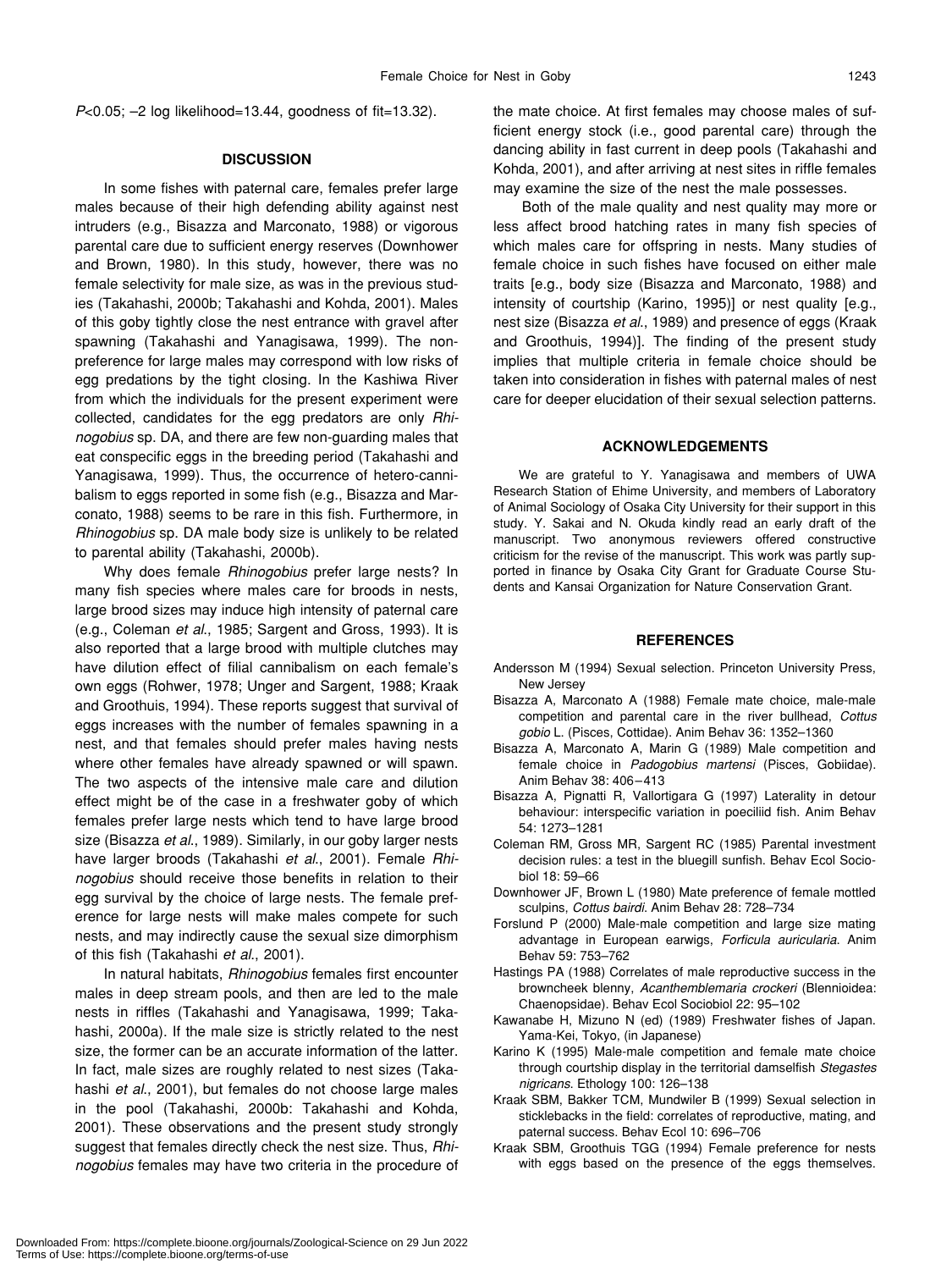$P<0.05$; −2 log likelihood=13.44, goodness of fit=13.32).

## DISCUSSION

In some fishes with paternal care, females prefer large males because of their high defending ability against nest intruders (e.g., Bisazza and Marconato, 1988) or vigorous parental care due to sufficient energy reserves (Downhower and Brown, 1980). In this study, however, there was no female selectivity for male size, as was in the previous studies (Takahashi, 2000b; Takahashi and Kohda, 2001). Males of this goby tightly close the nest entrance with gravel after spawning (Takahashi and Yanagisawa, 1999). The non-preference for large males may correspond with low risks of egg predations by the tight closing. In the Kashiwa River from which the individuals for the present experiment were collected, candidates for the egg predators are only *Rhinogobius* sp. DA, and there are few non-guarding males that eat conspecific eggs in the breeding period (Takahashi and Yanagisawa, 1999). Thus, the occurrence of hetero-cannibalism to eggs reported in some fish (e.g., Bisazza and Marconato, 1988) seems to be rare in this fish. Furthermore, in *Rhinogobius* sp. DA male body size is unlikely to be related to parental ability (Takahashi, 2000b).

Why does female *Rhinogobius* prefer large nests? In many fish species where males care for broods in nests, large brood sizes may induce high intensity of paternal care (e.g., Coleman *et al*., 1985; Sargent and Gross, 1993). It is also reported that a large brood with multiple clutches may have dilution effect of filial cannibalism on each female's own eggs (Rohwer, 1978; Unger and Sargent, 1988; Kraak and Groothuis, 1994). These reports suggest that survival of eggs increases with the number of females spawning in a nest, and that females should prefer males having nests where other females have already spawned or will spawn. The two aspects of the intensive male care and dilution effect might be of the case in a freshwater goby of which females prefer large nests which tend to have large brood size (Bisazza *et al*., 1989). Similarly, in our goby larger nests have larger broods (Takahashi *et al*., 2001). Female *Rhinogobius* should receive those benefits in relation to their egg survival by the choice of large nests. The female preference for large nests will make males compete for such nests, and may indirectly cause the sexual size dimorphism of this fish (Takahashi *et al*., 2001).

In natural habitats, *Rhinogobius* females first encounter males in deep stream pools, and then are led to the male nests in riffles (Takahashi and Yanagisawa, 1999; Takahashi, 2000a). If the male size is strictly related to the nest size, the former can be an accurate information of the latter. In fact, male sizes are roughly related to nest sizes (Takahashi *et al*., 2001), but females do not choose large males in the pool (Takahashi, 2000b: Takahashi and Kohda, 2001). These observations and the present study strongly suggest that females directly check the nest size. Thus, *Rhinogobius* females may have two criteria in the procedure of the mate choice. At first females may choose males of sufficient energy stock (i.e., good parental care) through the dancing ability in fast current in deep pools (Takahashi and Kohda, 2001), and after arriving at nest sites in riffle females may examine the size of the nest the male possesses.

Both of the male quality and nest quality may more or less affect brood hatching rates in many fish species of which males care for offspring in nests. Many studies of female choice in such fishes have focused on either male traits [e.g., body size (Bisazza and Marconato, 1988) and intensity of courtship (Karino, 1995)] or nest quality [e.g., nest size (Bisazza *et al*., 1989) and presence of eggs (Kraak and Groothuis, 1994)]. The finding of the present study implies that multiple criteria in female choice should be taken into consideration in fishes with paternal males of nest care for deeper elucidation of their sexual selection patterns.

## ACKNOWLEDGEMENTS

We are grateful to Y. Yanagisawa and members of UWA Research Station of Ehime University, and members of Laboratory of Animal Sociology of Osaka City University for their support in this study. Y. Sakai and N. Okuda kindly read an early draft of the manuscript. Two anonymous reviewers offered constructive criticism for the revise of the manuscript. This work was partly supported in finance by Osaka City Grant for Graduate Course Students and Kansai Organization for Nature Conservation Grant.

## REFERENCES

Andersson M (1994) Sexual selection. Princeton University Press, New Jersey

Bisazza A, Marconato A (1988) Female mate choice, male-male competition and parental care in the river bullhead, *Cottus gobio* L. (Pisces, Cottidae). Anim Behav 36: 1352–1360

Bisazza A, Marconato A, Marin G (1989) Male competition and female choice in *Padogobius martensi* (Pisces, Gobiidae). Anim Behav 38: 406–413

Bisazza A, Pignatti R, Vallortigara G (1997) Laterality in detour behaviour: interspecific variation in poeciliid fish. Anim Behav 54: 1273–1281

Coleman RM, Gross MR, Sargent RC (1985) Parental investment decision rules: a test in the bluegill sunfish. Behav Ecol Sociobiol 18: 59–66

Downhower JF, Brown L (1980) Mate preference of female mottled sculpins, *Cottus bairdi*. Anim Behav 28: 728–734

Forslund P (2000) Male-male competition and large size mating advantage in European earwigs, *Forficula auricularia*. Anim Behav 59: 753–762

Hastings PA (1988) Correlates of male reproductive success in the browncheek blenny, *Acanthemblemaria crockeri* (Blennioidea: Chaenopsidae). Behav Ecol Sociobiol 22: 95–102

Kawanabe H, Mizuno N (ed) (1989) Freshwater fishes of Japan. Yama-Kei, Tokyo, (in Japanese)

Karino K (1995) Male-male competition and female mate choice through courtship display in the territorial damselfish *Stegastes nigricans*. Ethology 100: 126–138

Kraak SBM, Bakker TCM, Mundwiler B (1999) Sexual selection in sticklebacks in the field: correlates of reproductive, mating, and paternal success. Behav Ecol 10: 696–706

Kraak SBM, Groothuis TGG (1994) Female preference for nests with eggs based on the presence of the eggs themselves.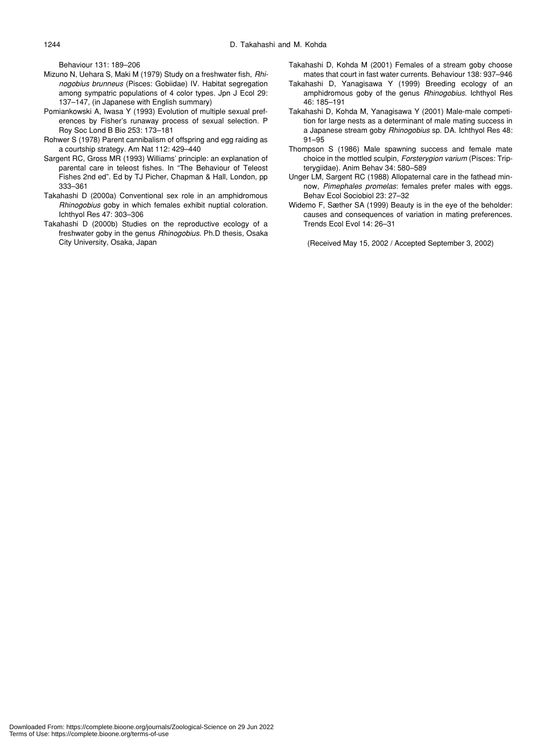Behaviour 131: 189–206

Mizuno N, Uehara S, Maki M (1979) Study on a freshwater fish, *Rhinogobius brunneus* (Pisces: Gobiidae) IV. Habitat segregation among sympatric populations of 4 color types. Jpn J Ecol 29: 137–147, (in Japanese with English summary)

Pomiankowski A, Iwasa Y (1993) Evolution of multiple sexual preferences by Fisher's runaway process of sexual selection. P Roy Soc Lond B Bio 253: 173–181

Rohwer S (1978) Parent cannibalism of offspring and egg raiding as a courtship strategy. Am Nat 112: 429–440

Sargent RC, Gross MR (1993) Williams' principle: an explanation of parental care in teleost fishes. In "The Behaviour of Teleost Fishes 2nd ed". Ed by TJ Picher, Chapman & Hall, London, pp 333–361

Takahashi D (2000a) Conventional sex role in an amphidromous *Rhinogobius* goby in which females exhibit nuptial coloration. Ichthyol Res 47: 303–306

Takahashi D (2000b) Studies on the reproductive ecology of a freshwater goby in the genus *Rhinogobius*. Ph.D thesis, Osaka City University, Osaka, Japan

Takahashi D, Kohda M (2001) Females of a stream goby choose mates that court in fast water currents. Behaviour 138: 937–946

Takahashi D, Yanagisawa Y (1999) Breeding ecology of an amphidromous goby of the genus *Rhinogobius*. Ichthyol Res 46: 185–191

Takahashi D, Kohda M, Yanagisawa Y (2001) Male-male competition for large nests as a determinant of male mating success in a Japanese stream goby *Rhinogobius* sp. DA. Ichthyol Res 48: 91–95

Thompson S (1986) Male spawning success and female mate choice in the mottled sculpin, *Forsterygion varium* (Pisces: Tripterygiidae). Anim Behav 34: 580–589

Unger LM, Sargent RC (1988) Allopaternal care in the fathead minnow, *Pimephales promelas*: females prefer males with eggs. Behav Ecol Sociobiol 23: 27–32

Widemo F, Sæther SA (1999) Beauty is in the eye of the beholder: causes and consequences of variation in mating preferences. Trends Ecol Evol 14: 26–31

(Received May 15, 2002 / Accepted September 3, 2002)